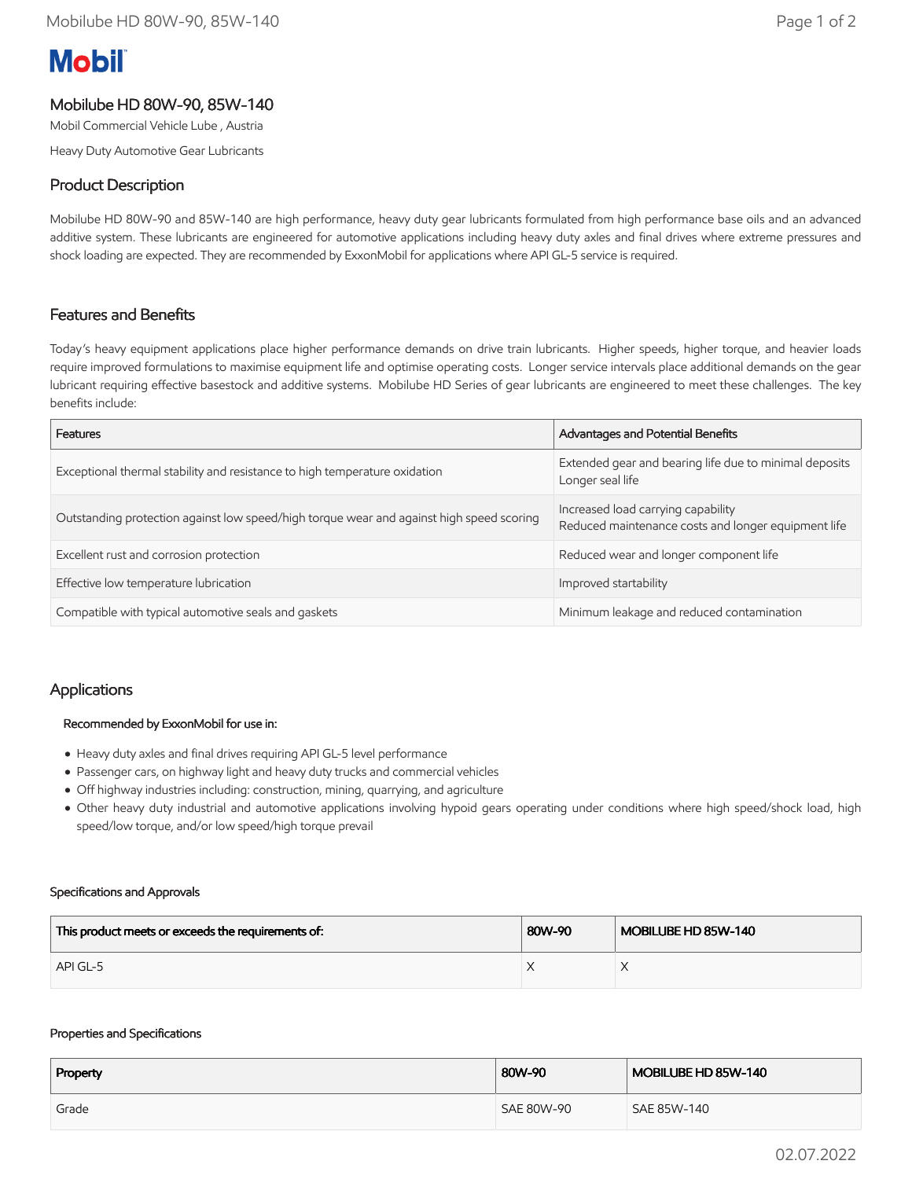Mobil

# Mobilube HD 80W-90, 85W-140

Mobil Commercial Vehicle Lube , Austria

Heavy Duty Automotive Gear Lubricants

## Product Description

Mobilube HD 80W-90 and 85W-140 are high performance, heavy duty gear lubricants formulated from high performance base oils and an advanced additive system. These lubricants are engineered for automotive applications including heavy duty axles and final drives where extreme pressures and shock loading are expected. They are recommended by ExxonMobil for applications where API GL-5 service is required.

## Features and Benefits

Today's heavy equipment applications place higher performance demands on drive train lubricants. Higher speeds, higher torque, and heavier loads require improved formulations to maximise equipment life and optimise operating costs. Longer service intervals place additional demands on the gear lubricant requiring effective basestock and additive systems. Mobilube HD Series of gear lubricants are engineered to meet these challenges. The key benefits include:

| Features | Advantages and Potential Benefits |
| --- | --- |
| Exceptional thermal stability and resistance to high temperature oxidation | Extended gear and bearing life due to minimal deposits<br>Longer seal life |
| Outstanding protection against low speed/high torque wear and against high speed scoring | Increased load carrying capability<br>Reduced maintenance costs and longer equipment life |
| Excellent rust and corrosion protection | Reduced wear and longer component life |
| Effective low temperature lubrication | Improved startability |
| Compatible with typical automotive seals and gaskets | Minimum leakage and reduced contamination |

## Applications

**Recommended by ExxonMobil for use in:**

- Heavy duty axles and final drives requiring API GL-5 level performance
- Passenger cars, on highway light and heavy duty trucks and commercial vehicles
- Off highway industries including: construction, mining, quarrying, and agriculture
- Other heavy duty industrial and automotive applications involving hypoid gears operating under conditions where high speed/shock load, high speed/low torque, and/or low speed/high torque prevail

#### Specifications and Approvals

| This product meets or exceeds the requirements of: | 80W-90 | MOBILUBE HD 85W-140 |
| --- | --- | --- |
| API GL-5 | X | X |

#### Properties and Specifications

| Property | 80W-90 | MOBILUBE HD 85W-140 |
| --- | --- | --- |
| Grade | SAE 80W-90 | SAE 85W-140 |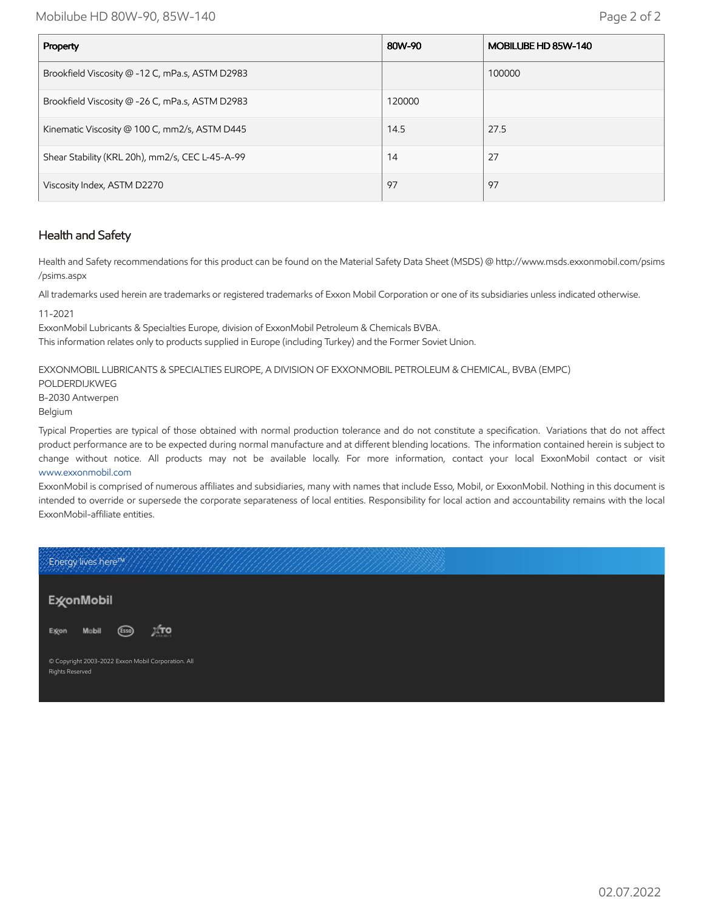| Property | 80W-90 | MOBILUBE HD 85W-140 |
|---|---|---|
| Brookfield Viscosity @ -12 C, mPa.s, ASTM D2983 | | 100000 |
| Brookfield Viscosity @ -26 C, mPa.s, ASTM D2983 | 120000 | |
| Kinematic Viscosity @ 100 C, mm2/s, ASTM D445 | 14.5 | 27.5 |
| Shear Stability (KRL 20h), mm2/s, CEC L-45-A-99 | 14 | 27 |
| Viscosity Index, ASTM D2270 | 97 | 97 |

## Health and Safety

Health and Safety recommendations for this product can be found on the Material Safety Data Sheet (MSDS) @ http://www.msds.exxonmobil.com/psims/psims.aspx

All trademarks used herein are trademarks or registered trademarks of Exxon Mobil Corporation or one of its subsidiaries unless indicated otherwise.

11-2021
ExxonMobil Lubricants & Specialties Europe, division of ExxonMobil Petroleum & Chemicals BVBA.
This information relates only to products supplied in Europe (including Turkey) and the Former Soviet Union.

EXXONMOBIL LUBRICANTS & SPECIALTIES EUROPE, A DIVISION OF EXXONMOBIL PETROLEUM & CHEMICAL, BVBA (EMPC)
POLDERDIJKWEG
B-2030 Antwerpen
Belgium

Typical Properties are typical of those obtained with normal production tolerance and do not constitute a specification. Variations that do not affect product performance are to be expected during normal manufacture and at different blending locations. The information contained herein is subject to change without notice. All products may not be available locally. For more information, contact your local ExxonMobil contact or visit www.exxonmobil.com

ExxonMobil is comprised of numerous affiliates and subsidiaries, many with names that include Esso, Mobil, or ExxonMobil. Nothing in this document is intended to override or supersede the corporate separateness of local entities. Responsibility for local action and accountability remains with the local ExxonMobil-affiliate entities.

Energy lives here™

ExxonMobil

Exxon Mobil Esso XTO

© Copyright 2003-2022 Exxon Mobil Corporation. All Rights Reserved

02.07.2022